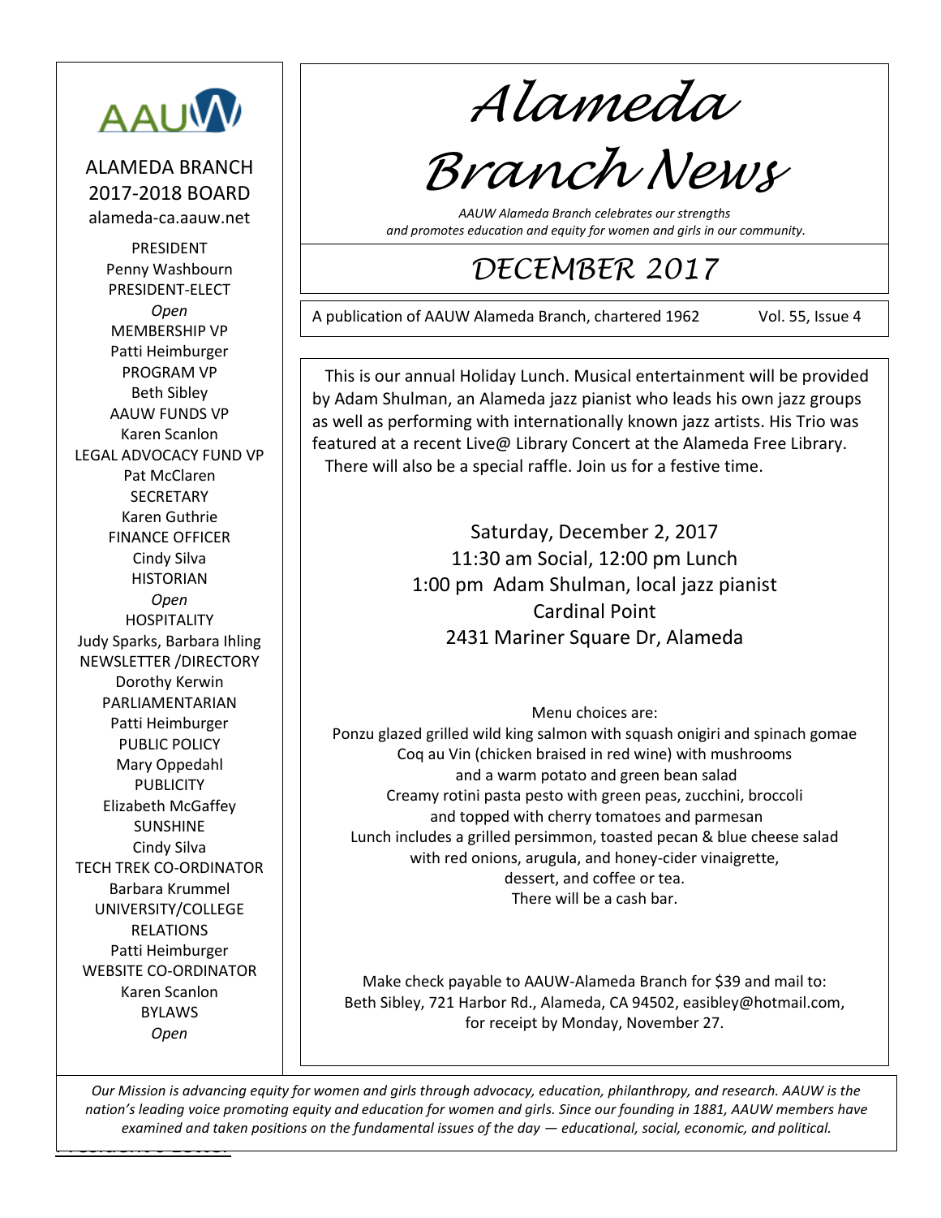# Alameda Branch News

*AAUW Alameda Branch celebrates our strengths and promotes education and equity for women and girls in our community.*

## DECEMBER 2017

A publication of AAUW Alameda Branch, chartered 1962 Vol. 55, Issue 4

AAUW

ALAMEDA BRANCH
2017-2018 BOARD
alameda-ca.aauw.net

PRESIDENT
Penny Washbourn
PRESIDENT-ELECT
*Open*
MEMBERSHIP VP
Patti Heimburger
PROGRAM VP
Beth Sibley
AAUW FUNDS VP
Karen Scanlon
LEGAL ADVOCACY FUND VP
Pat McClaren
SECRETARY
Karen Guthrie
FINANCE OFFICER
Cindy Silva
HISTORIAN
*Open*
HOSPITALITY
Judy Sparks, Barbara Ihling
NEWSLETTER /DIRECTORY
Dorothy Kerwin
PARLIAMENTARIAN
Patti Heimburger
PUBLIC POLICY
Mary Oppedahl
PUBLICITY
Elizabeth McGaffey
SUNSHINE
Cindy Silva
TECH TREK CO-ORDINATOR
Barbara Krummel
UNIVERSITY/COLLEGE RELATIONS
Patti Heimburger
WEBSITE CO-ORDINATOR
Karen Scanlon
BYLAWS
*Open*

This is our annual Holiday Lunch. Musical entertainment will be provided by Adam Shulman, an Alameda jazz pianist who leads his own jazz groups as well as performing with internationally known jazz artists. His Trio was featured at a recent Live@ Library Concert at the Alameda Free Library.

There will also be a special raffle. Join us for a festive time.

Saturday, December 2, 2017
11:30 am Social, 12:00 pm Lunch
1:00 pm Adam Shulman, local jazz pianist
Cardinal Point
2431 Mariner Square Dr, Alameda

Menu choices are:
Ponzu glazed grilled wild king salmon with squash onigiri and spinach gomae
Coq au Vin (chicken braised in red wine) with mushrooms and a warm potato and green bean salad
Creamy rotini pasta pesto with green peas, zucchini, broccoli and topped with cherry tomatoes and parmesan
Lunch includes a grilled persimmon, toasted pecan & blue cheese salad with red onions, arugula, and honey-cider vinaigrette, dessert, and coffee or tea.
There will be a cash bar.

Make check payable to AAUW-Alameda Branch for $39 and mail to: Beth Sibley, 721 Harbor Rd., Alameda, CA 94502, easibley@hotmail.com, for receipt by Monday, November 27.

*Our Mission is advancing equity for women and girls through advocacy, education, philanthropy, and research. AAUW is the nation's leading voice promoting equity and education for women and girls. Since our founding in 1881, AAUW members have examined and taken positions on the fundamental issues of the day — educational, social, economic, and political.*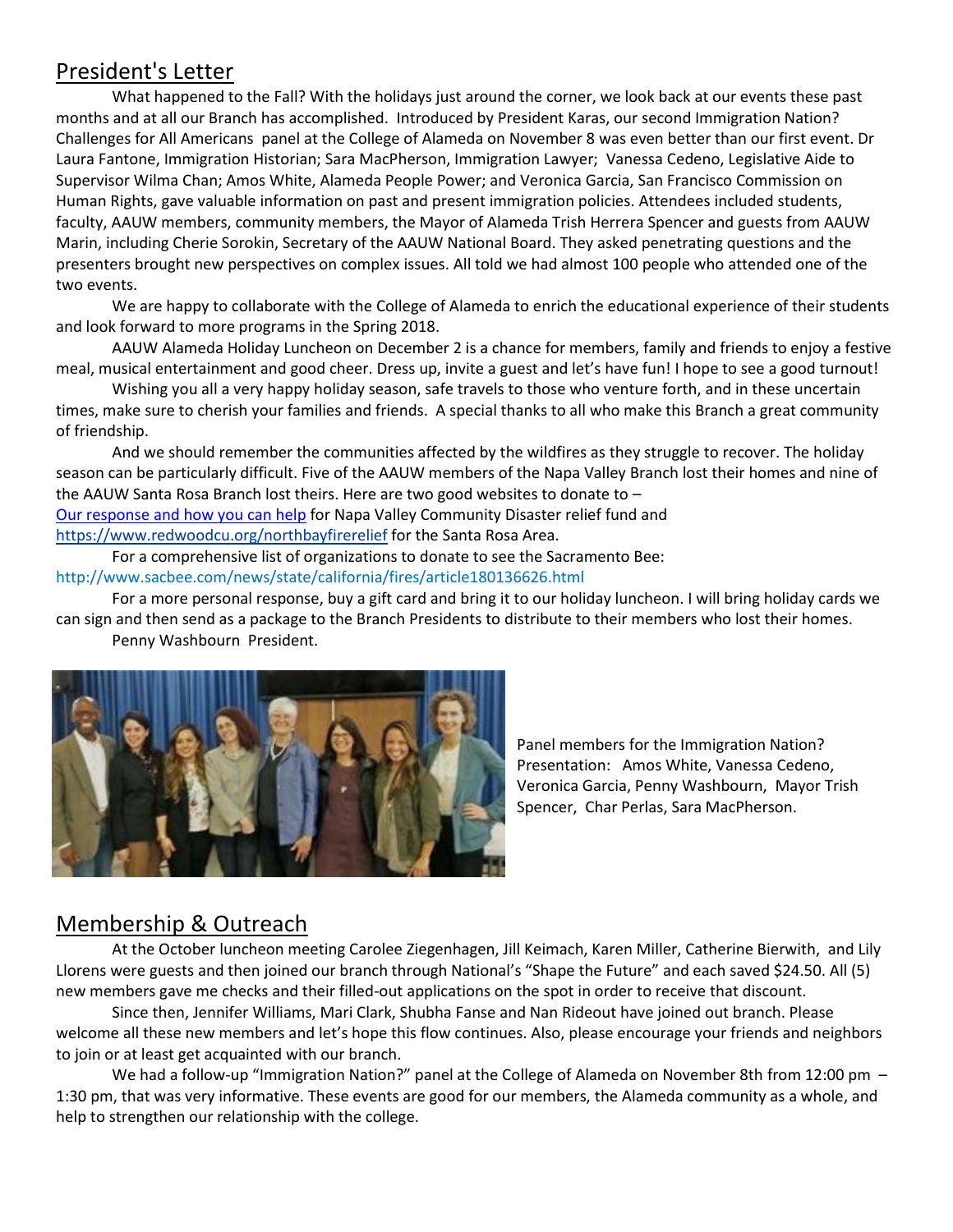## President's Letter

What happened to the Fall? With the holidays just around the corner, we look back at our events these past months and at all our Branch has accomplished. Introduced by President Karas, our second Immigration Nation? Challenges for All Americans panel at the College of Alameda on November 8 was even better than our first event. Dr Laura Fantone, Immigration Historian; Sara MacPherson, Immigration Lawyer; Vanessa Cedeno, Legislative Aide to Supervisor Wilma Chan; Amos White, Alameda People Power; and Veronica Garcia, San Francisco Commission on Human Rights, gave valuable information on past and present immigration policies. Attendees included students, faculty, AAUW members, community members, the Mayor of Alameda Trish Herrera Spencer and guests from AAUW Marin, including Cherie Sorokin, Secretary of the AAUW National Board. They asked penetrating questions and the presenters brought new perspectives on complex issues. All told we had almost 100 people who attended one of the two events.

We are happy to collaborate with the College of Alameda to enrich the educational experience of their students and look forward to more programs in the Spring 2018.

AAUW Alameda Holiday Luncheon on December 2 is a chance for members, family and friends to enjoy a festive meal, musical entertainment and good cheer. Dress up, invite a guest and let's have fun! I hope to see a good turnout!

Wishing you all a very happy holiday season, safe travels to those who venture forth, and in these uncertain times, make sure to cherish your families and friends. A special thanks to all who make this Branch a great community of friendship.

And we should remember the communities affected by the wildfires as they struggle to recover. The holiday season can be particularly difficult. Five of the AAUW members of the Napa Valley Branch lost their homes and nine of the AAUW Santa Rosa Branch lost theirs. Here are two good websites to donate to –
Our response and how you can help for Napa Valley Community Disaster relief fund and
https://www.redwoodcu.org/northbayfirerelief for the Santa Rosa Area.

For a comprehensive list of organizations to donate to see the Sacramento Bee:
http://www.sacbee.com/news/state/california/fires/article180136626.html

For a more personal response, buy a gift card and bring it to our holiday luncheon. I will bring holiday cards we can sign and then send as a package to the Branch Presidents to distribute to their members who lost their homes.

Penny Washbourn President.

Panel members for the Immigration Nation? Presentation: Amos White, Vanessa Cedeno, Veronica Garcia, Penny Washbourn, Mayor Trish Spencer, Char Perlas, Sara MacPherson.

## Membership & Outreach

At the October luncheon meeting Carolee Ziegenhagen, Jill Keimach, Karen Miller, Catherine Bierwith, and Lily Llorens were guests and then joined our branch through National's "Shape the Future" and each saved $24.50. All (5) new members gave me checks and their filled-out applications on the spot in order to receive that discount.

Since then, Jennifer Williams, Mari Clark, Shubha Fanse and Nan Rideout have joined out branch. Please welcome all these new members and let's hope this flow continues. Also, please encourage your friends and neighbors to join or at least get acquainted with our branch.

We had a follow-up "Immigration Nation?" panel at the College of Alameda on November 8th from 12:00 pm – 1:30 pm, that was very informative. These events are good for our members, the Alameda community as a whole, and help to strengthen our relationship with the college.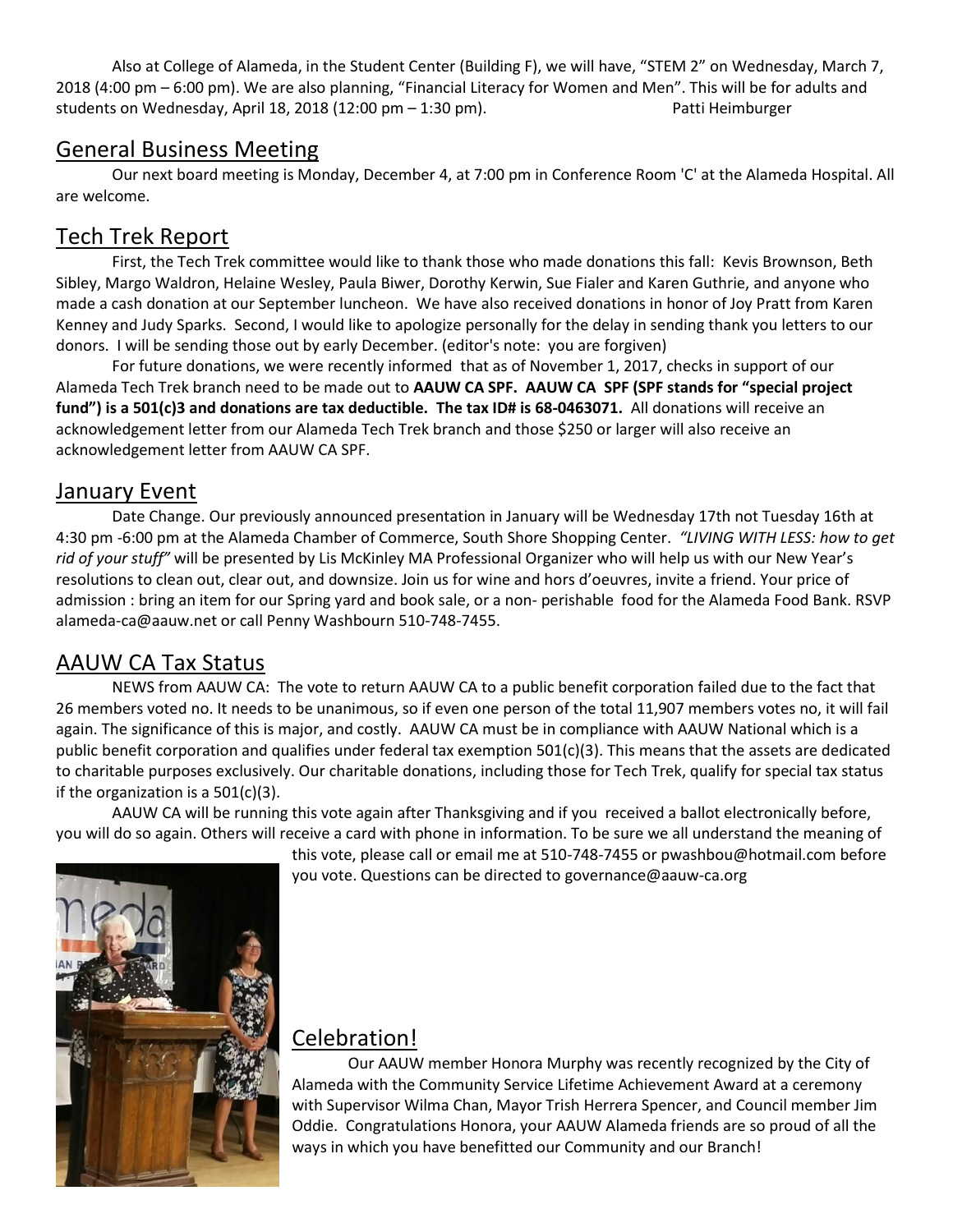Also at College of Alameda, in the Student Center (Building F), we will have, "STEM 2" on Wednesday, March 7, 2018 (4:00 pm – 6:00 pm). We are also planning, "Financial Literacy for Women and Men". This will be for adults and students on Wednesday, April 18, 2018 (12:00 pm – 1:30 pm). Patti Heimburger

## General Business Meeting

Our next board meeting is Monday, December 4, at 7:00 pm in Conference Room 'C' at the Alameda Hospital. All are welcome.

## Tech Trek Report

First, the Tech Trek committee would like to thank those who made donations this fall: Kevis Brownson, Beth Sibley, Margo Waldron, Helaine Wesley, Paula Biwer, Dorothy Kerwin, Sue Fialer and Karen Guthrie, and anyone who made a cash donation at our September luncheon. We have also received donations in honor of Joy Pratt from Karen Kenney and Judy Sparks. Second, I would like to apologize personally for the delay in sending thank you letters to our donors. I will be sending those out by early December. (editor's note: you are forgiven)

For future donations, we were recently informed that as of November 1, 2017, checks in support of our Alameda Tech Trek branch need to be made out to **AAUW CA SPF. AAUW CA SPF (SPF stands for "special project fund") is a 501(c)3 and donations are tax deductible. The tax ID# is 68-0463071.** All donations will receive an acknowledgement letter from our Alameda Tech Trek branch and those $250 or larger will also receive an acknowledgement letter from AAUW CA SPF.

## January Event

Date Change. Our previously announced presentation in January will be Wednesday 17th not Tuesday 16th at 4:30 pm -6:00 pm at the Alameda Chamber of Commerce, South Shore Shopping Center. *"LIVING WITH LESS: how to get rid of your stuff"* will be presented by Lis McKinley MA Professional Organizer who will help us with our New Year's resolutions to clean out, clear out, and downsize. Join us for wine and hors d'oeuvres, invite a friend. Your price of admission : bring an item for our Spring yard and book sale, or a non- perishable food for the Alameda Food Bank. RSVP alameda-ca@aauw.net or call Penny Washbourn 510-748-7455.

## AAUW CA Tax Status

NEWS from AAUW CA: The vote to return AAUW CA to a public benefit corporation failed due to the fact that 26 members voted no. It needs to be unanimous, so if even one person of the total 11,907 members votes no, it will fail again. The significance of this is major, and costly. AAUW CA must be in compliance with AAUW National which is a public benefit corporation and qualifies under federal tax exemption 501(c)(3). This means that the assets are dedicated to charitable purposes exclusively. Our charitable donations, including those for Tech Trek, qualify for special tax status if the organization is a 501(c)(3).

AAUW CA will be running this vote again after Thanksgiving and if you received a ballot electronically before, you will do so again. Others will receive a card with phone in information. To be sure we all understand the meaning of this vote, please call or email me at 510-748-7455 or pwashbou@hotmail.com before you vote. Questions can be directed to governance@aauw-ca.org

## Celebration!

Our AAUW member Honora Murphy was recently recognized by the City of Alameda with the Community Service Lifetime Achievement Award at a ceremony with Supervisor Wilma Chan, Mayor Trish Herrera Spencer, and Council member Jim Oddie. Congratulations Honora, your AAUW Alameda friends are so proud of all the ways in which you have benefitted our Community and our Branch!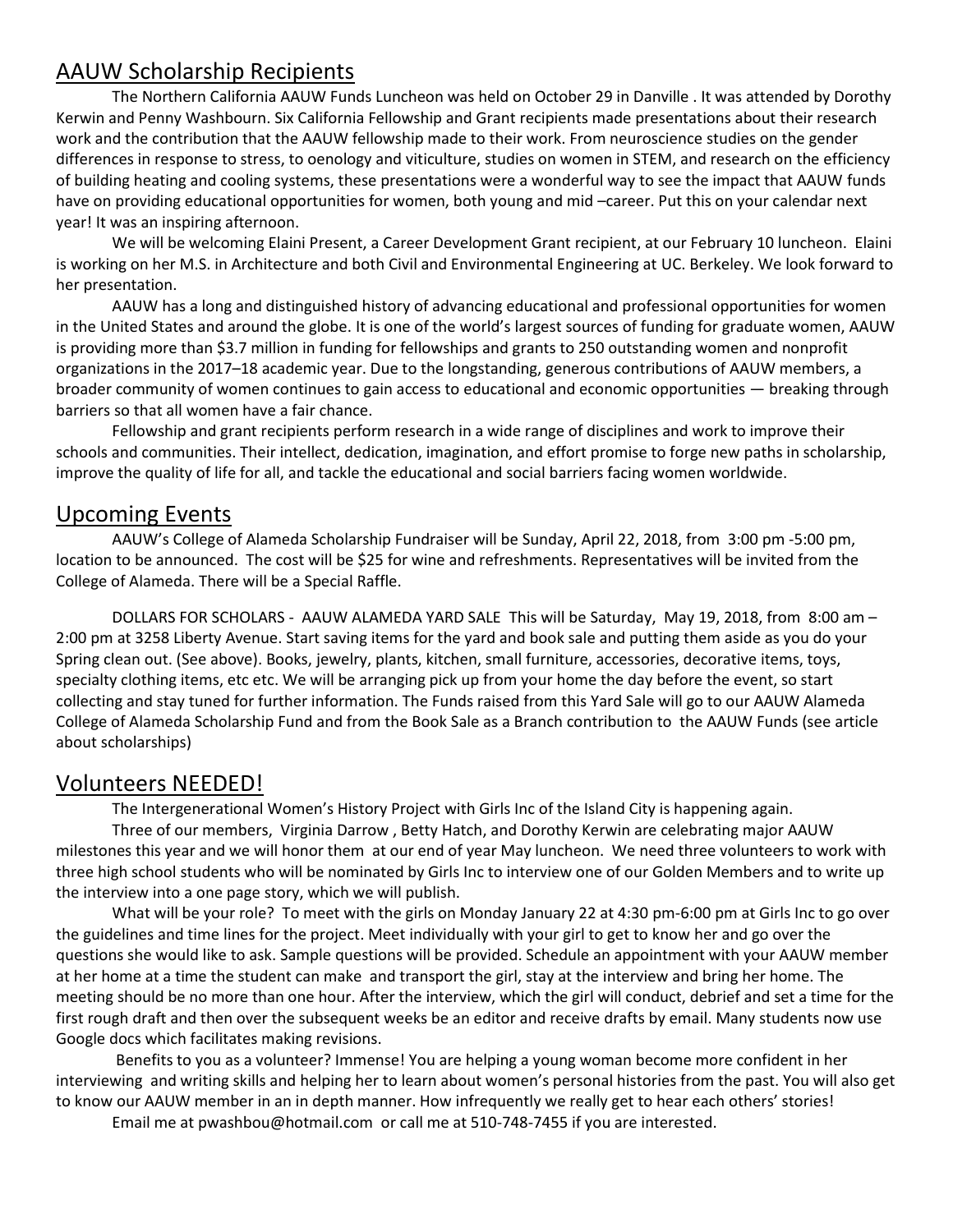## AAUW Scholarship Recipients

The Northern California AAUW Funds Luncheon was held on October 29 in Danville . It was attended by Dorothy Kerwin and Penny Washbourn. Six California Fellowship and Grant recipients made presentations about their research work and the contribution that the AAUW fellowship made to their work. From neuroscience studies on the gender differences in response to stress, to oenology and viticulture, studies on women in STEM, and research on the efficiency of building heating and cooling systems, these presentations were a wonderful way to see the impact that AAUW funds have on providing educational opportunities for women, both young and mid –career. Put this on your calendar next year! It was an inspiring afternoon.

We will be welcoming Elaini Present, a Career Development Grant recipient, at our February 10 luncheon. Elaini is working on her M.S. in Architecture and both Civil and Environmental Engineering at UC. Berkeley. We look forward to her presentation.

AAUW has a long and distinguished history of advancing educational and professional opportunities for women in the United States and around the globe. It is one of the world's largest sources of funding for graduate women, AAUW is providing more than $3.7 million in funding for fellowships and grants to 250 outstanding women and nonprofit organizations in the 2017–18 academic year. Due to the longstanding, generous contributions of AAUW members, a broader community of women continues to gain access to educational and economic opportunities — breaking through barriers so that all women have a fair chance.

Fellowship and grant recipients perform research in a wide range of disciplines and work to improve their schools and communities. Their intellect, dedication, imagination, and effort promise to forge new paths in scholarship, improve the quality of life for all, and tackle the educational and social barriers facing women worldwide.

## Upcoming Events

AAUW's College of Alameda Scholarship Fundraiser will be Sunday, April 22, 2018, from 3:00 pm -5:00 pm, location to be announced. The cost will be $25 for wine and refreshments. Representatives will be invited from the College of Alameda. There will be a Special Raffle.

DOLLARS FOR SCHOLARS - AAUW ALAMEDA YARD SALE This will be Saturday, May 19, 2018, from 8:00 am – 2:00 pm at 3258 Liberty Avenue. Start saving items for the yard and book sale and putting them aside as you do your Spring clean out. (See above). Books, jewelry, plants, kitchen, small furniture, accessories, decorative items, toys, specialty clothing items, etc etc. We will be arranging pick up from your home the day before the event, so start collecting and stay tuned for further information. The Funds raised from this Yard Sale will go to our AAUW Alameda College of Alameda Scholarship Fund and from the Book Sale as a Branch contribution to the AAUW Funds (see article about scholarships)

## Volunteers NEEDED!

The Intergenerational Women's History Project with Girls Inc of the Island City is happening again.

Three of our members, Virginia Darrow , Betty Hatch, and Dorothy Kerwin are celebrating major AAUW milestones this year and we will honor them at our end of year May luncheon. We need three volunteers to work with three high school students who will be nominated by Girls Inc to interview one of our Golden Members and to write up the interview into a one page story, which we will publish.

What will be your role? To meet with the girls on Monday January 22 at 4:30 pm-6:00 pm at Girls Inc to go over the guidelines and time lines for the project. Meet individually with your girl to get to know her and go over the questions she would like to ask. Sample questions will be provided. Schedule an appointment with your AAUW member at her home at a time the student can make and transport the girl, stay at the interview and bring her home. The meeting should be no more than one hour. After the interview, which the girl will conduct, debrief and set a time for the first rough draft and then over the subsequent weeks be an editor and receive drafts by email. Many students now use Google docs which facilitates making revisions.

Benefits to you as a volunteer? Immense! You are helping a young woman become more confident in her interviewing and writing skills and helping her to learn about women's personal histories from the past. You will also get to know our AAUW member in an in depth manner. How infrequently we really get to hear each others' stories!

Email me at pwashbou@hotmail.com or call me at 510-748-7455 if you are interested.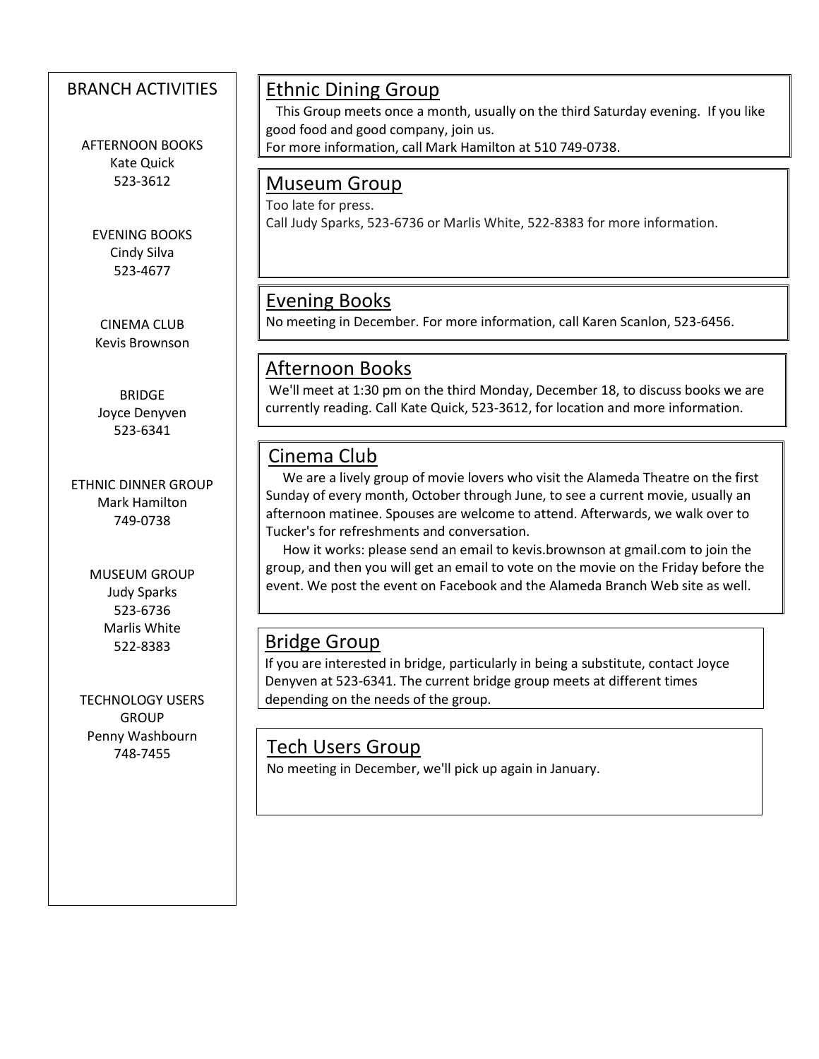## BRANCH ACTIVITIES

AFTERNOON BOOKS
Kate Quick
523-3612

EVENING BOOKS
Cindy Silva
523-4677

CINEMA CLUB
Kevis Brownson

BRIDGE
Joyce Denyven
523-6341

ETHNIC DINNER GROUP
Mark Hamilton
749-0738

MUSEUM GROUP
Judy Sparks
523-6736
Marlis White
522-8383

TECHNOLOGY USERS GROUP
Penny Washbourn
748-7455

## Ethnic Dining Group

This Group meets once a month, usually on the third Saturday evening. If you like good food and good company, join us.
For more information, call Mark Hamilton at 510 749-0738.

## Museum Group

Too late for press.
Call Judy Sparks, 523-6736 or Marlis White, 522-8383 for more information.

## Evening Books

No meeting in December. For more information, call Karen Scanlon, 523-6456.

## Afternoon Books

We'll meet at 1:30 pm on the third Monday, December 18, to discuss books we are currently reading. Call Kate Quick, 523-3612, for location and more information.

## Cinema Club

We are a lively group of movie lovers who visit the Alameda Theatre on the first Sunday of every month, October through June, to see a current movie, usually an afternoon matinee. Spouses are welcome to attend. Afterwards, we walk over to Tucker's for refreshments and conversation.

How it works: please send an email to kevis.brownson at gmail.com to join the group, and then you will get an email to vote on the movie on the Friday before the event. We post the event on Facebook and the Alameda Branch Web site as well.

## Bridge Group

If you are interested in bridge, particularly in being a substitute, contact Joyce Denyven at 523-6341. The current bridge group meets at different times depending on the needs of the group.

## Tech Users Group

No meeting in December, we'll pick up again in January.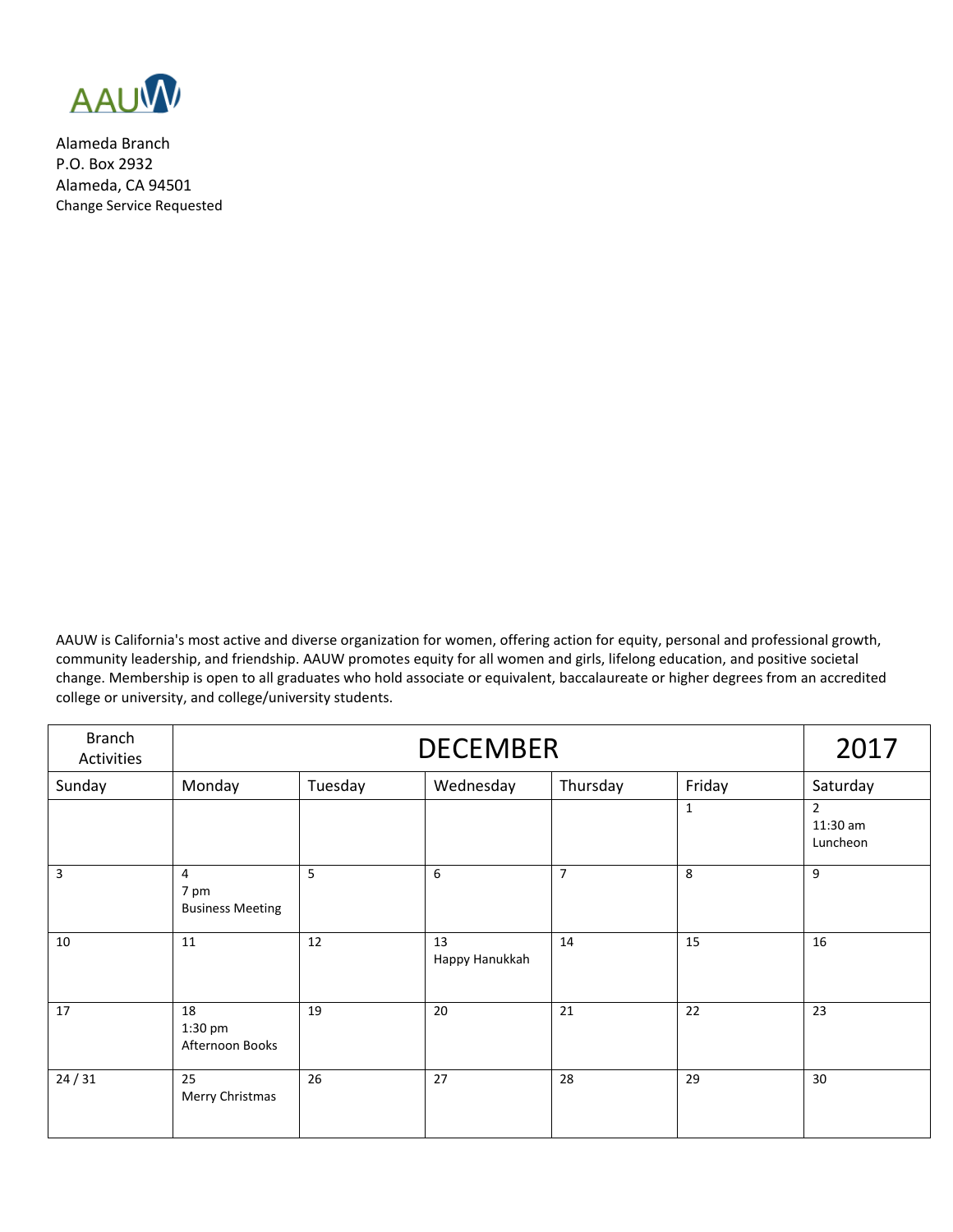AAUW

Alameda Branch
P.O. Box 2932
Alameda, CA 94501
Change Service Requested

AAUW is California's most active and diverse organization for women, offering action for equity, personal and professional growth, community leadership, and friendship. AAUW promotes equity for all women and girls, lifelong education, and positive societal change. Membership is open to all graduates who hold associate or equivalent, baccalaureate or higher degrees from an accredited college or university, and college/university students.

| Branch Activities | DECEMBER | | | | | 2017 |
|---|---|---|---|---|---|---|
| Sunday | Monday | Tuesday | Wednesday | Thursday | Friday | Saturday |
| | | | | | 1 | 2<br>11:30 am<br>Luncheon |
| 3 | 4<br>7 pm<br>Business Meeting | 5 | 6 | 7 | 8 | 9 |
| 10 | 11 | 12 | 13<br>Happy Hanukkah | 14 | 15 | 16 |
| 17 | 18<br>1:30 pm<br>Afternoon Books | 19 | 20 | 21 | 22 | 23 |
| 24 / 31 | 25<br>Merry Christmas | 26 | 27 | 28 | 29 | 30 |